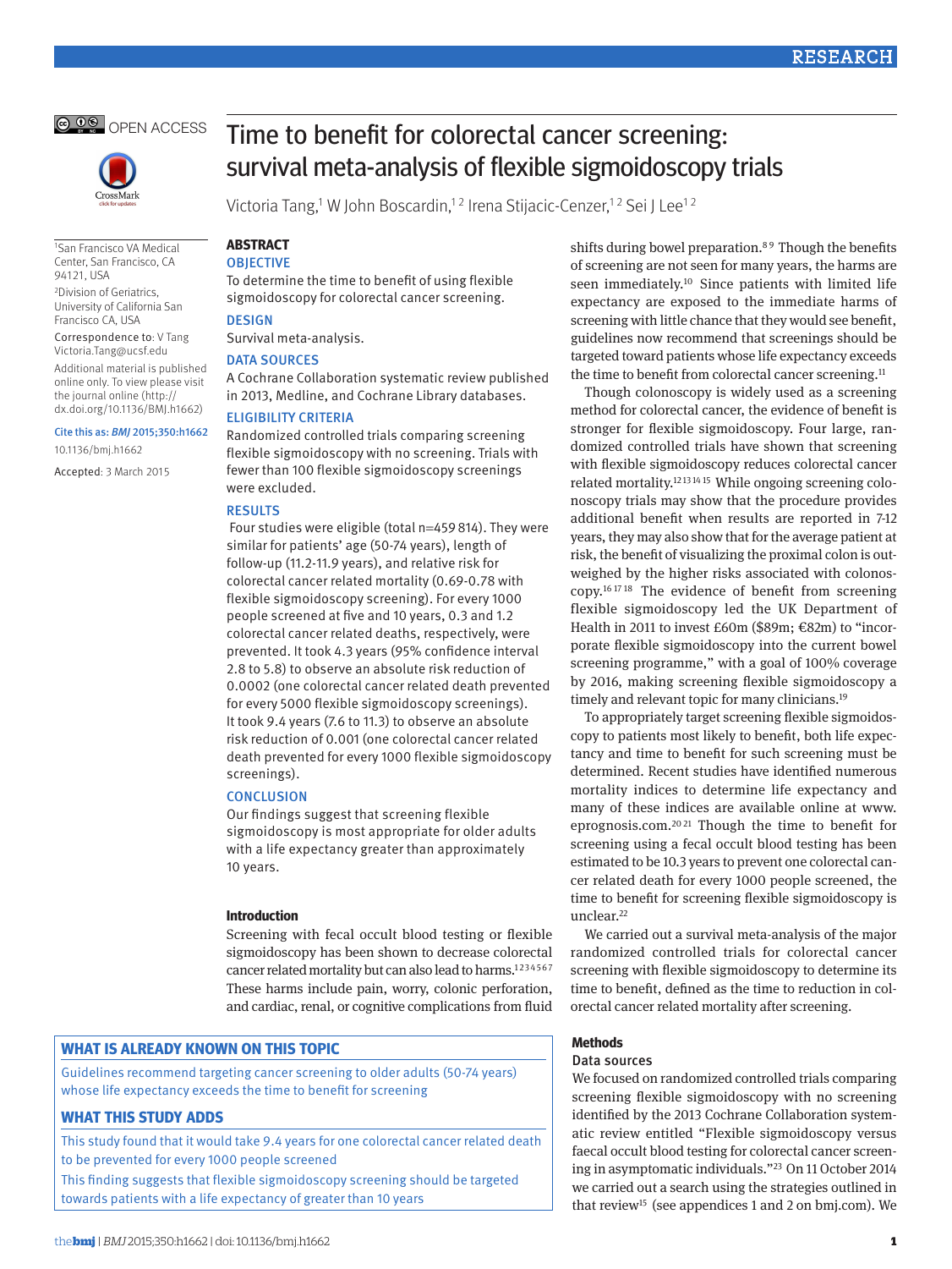# Time to benefit for colorectal cancer screening: survival meta-analysis of flexible sigmoidoscopy trials

Victoria Tang,[1] W John Boscardin,[1,2] Irena Stijacic-Cenzer,[1,2] Sei J Lee[1,2]

[1]San Francisco VA Medical Center, San Francisco, CA 94121, USA

[2]Division of Geriatrics, University of California San Francisco CA, USA

Correspondence to: V Tang Victoria.Tang@ucsf.edu

Additional material is published online only. To view please visit the journal online (http://dx.doi.org/10.1136/BMJ.h1662)

Cite this as: *BMJ* 2015;350:h1662

10.1136/bmj.h1662

Accepted: 3 March 2015

## ABSTRACT

### OBJECTIVE

To determine the time to benefit of using flexible sigmoidoscopy for colorectal cancer screening.

### DESIGN

Survival meta-analysis.

### DATA SOURCES

A Cochrane Collaboration systematic review published in 2013, Medline, and Cochrane Library databases.

### ELIGIBILITY CRITERIA

Randomized controlled trials comparing screening flexible sigmoidoscopy with no screening. Trials with fewer than 100 flexible sigmoidoscopy screenings were excluded.

### RESULTS

Four studies were eligible (total n=459 814). They were similar for patients' age (50-74 years), length of follow-up (11.2-11.9 years), and relative risk for colorectal cancer related mortality (0.69-0.78 with flexible sigmoidoscopy screening). For every 1000 people screened at five and 10 years, 0.3 and 1.2 colorectal cancer related deaths, respectively, were prevented. It took 4.3 years (95% confidence interval 2.8 to 5.8) to observe an absolute risk reduction of 0.0002 (one colorectal cancer related death prevented for every 5000 flexible sigmoidoscopy screenings). It took 9.4 years (7.6 to 11.3) to observe an absolute risk reduction of 0.001 (one colorectal cancer related death prevented for every 1000 flexible sigmoidoscopy screenings).

### CONCLUSION

Our findings suggest that screening flexible sigmoidoscopy is most appropriate for older adults with a life expectancy greater than approximately 10 years.

## Introduction

Screening with fecal occult blood testing or flexible sigmoidoscopy has been shown to decrease colorectal cancer related mortality but can also lead to harms.[1234567] These harms include pain, worry, colonic perforation, and cardiac, renal, or cognitive complications from fluid shifts during bowel preparation.[8,9] Though the benefits of screening are not seen for many years, the harms are seen immediately.[10] Since patients with limited life expectancy are exposed to the immediate harms of screening with little chance that they would see benefit, guidelines now recommend that screenings should be targeted toward patients whose life expectancy exceeds the time to benefit from colorectal cancer screening.[11]

Though colonoscopy is widely used as a screening method for colorectal cancer, the evidence of benefit is stronger for flexible sigmoidoscopy. Four large, randomized controlled trials have shown that screening with flexible sigmoidoscopy reduces colorectal cancer related mortality.[12,13,14,15] While ongoing screening colonoscopy trials may show that the procedure provides additional benefit when results are reported in 7-12 years, they may also show that for the average patient at risk, the benefit of visualizing the proximal colon is outweighed by the higher risks associated with colonoscopy.[16,17,18] The evidence of benefit from screening flexible sigmoidoscopy led the UK Department of Health in 2011 to invest £60m ($89m; €82m) to "incorporate flexible sigmoidoscopy into the current bowel screening programme," with a goal of 100% coverage by 2016, making screening flexible sigmoidoscopy a timely and relevant topic for many clinicians.[19]

To appropriately target screening flexible sigmoidoscopy to patients most likely to benefit, both life expectancy and time to benefit for such screening must be determined. Recent studies have identified numerous mortality indices to determine life expectancy and many of these indices are available online at www.eprognosis.com.[20,21] Though the time to benefit for screening using a fecal occult blood testing has been estimated to be 10.3 years to prevent one colorectal cancer related death for every 1000 people screened, the time to benefit for screening flexible sigmoidoscopy is unclear.[22]

We carried out a survival meta-analysis of the major randomized controlled trials for colorectal cancer screening with flexible sigmoidoscopy to determine its time to benefit, defined as the time to reduction in colorectal cancer related mortality after screening.

### WHAT IS ALREADY KNOWN ON THIS TOPIC

Guidelines recommend targeting cancer screening to older adults (50-74 years) whose life expectancy exceeds the time to benefit for screening

### WHAT THIS STUDY ADDS

This study found that it would take 9.4 years for one colorectal cancer related death to be prevented for every 1000 people screened

This finding suggests that flexible sigmoidoscopy screening should be targeted towards patients with a life expectancy of greater than 10 years

## Methods

### Data sources

We focused on randomized controlled trials comparing screening flexible sigmoidoscopy with no screening identified by the 2013 Cochrane Collaboration systematic review entitled "Flexible sigmoidoscopy versus faecal occult blood testing for colorectal cancer screening in asymptomatic individuals."[23] On 11 October 2014 we carried out a search using the strategies outlined in that review[15] (see appendices 1 and 2 on bmj.com). We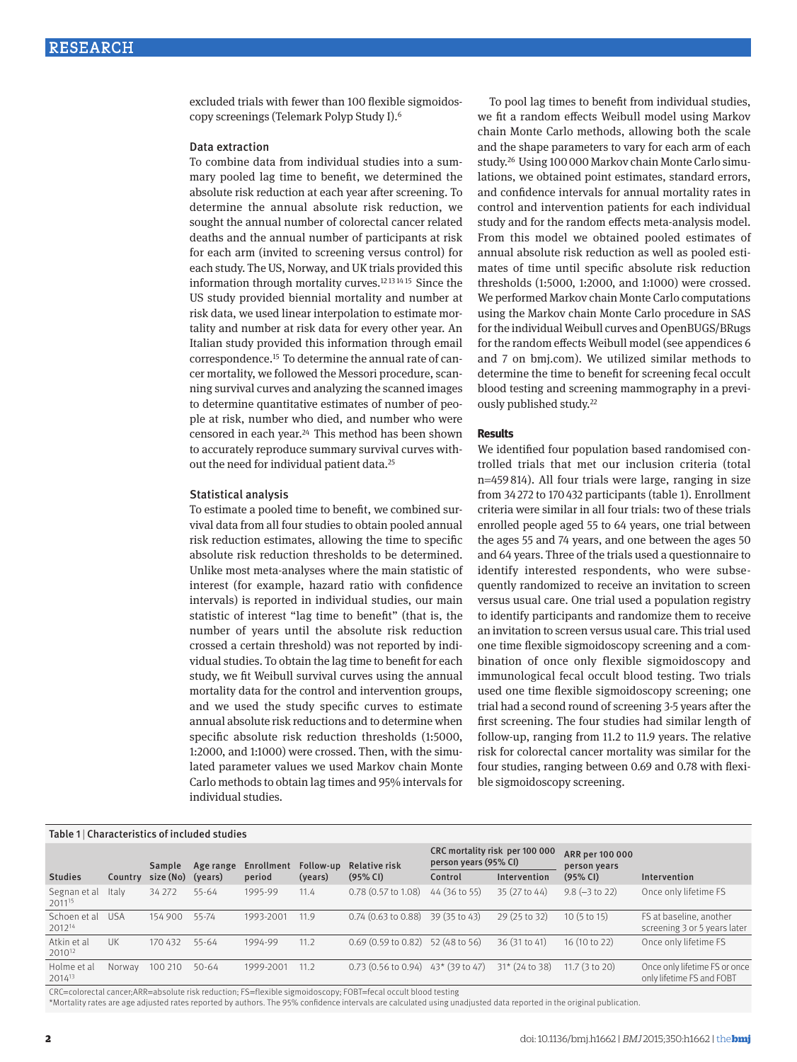excluded trials with fewer than 100 flexible sigmoidoscopy screenings (Telemark Polyp Study I).[6]

### Data extraction

To combine data from individual studies into a summary pooled lag time to benefit, we determined the absolute risk reduction at each year after screening. To determine the annual absolute risk reduction, we sought the annual number of colorectal cancer related deaths and the annual number of participants at risk for each arm (invited to screening versus control) for each study. The US, Norway, and UK trials provided this information through mortality curves.[12 13 14 15] Since the US study provided biennial mortality and number at risk data, we used linear interpolation to estimate mortality and number at risk data for every other year. An Italian study provided this information through email correspondence.[15] To determine the annual rate of cancer mortality, we followed the Messori procedure, scanning survival curves and analyzing the scanned images to determine quantitative estimates of number of people at risk, number who died, and number who were censored in each year.[24] This method has been shown to accurately reproduce summary survival curves without the need for individual patient data.[25]

### Statistical analysis

To estimate a pooled time to benefit, we combined survival data from all four studies to obtain pooled annual risk reduction estimates, allowing the time to specific absolute risk reduction thresholds to be determined. Unlike most meta-analyses where the main statistic of interest (for example, hazard ratio with confidence intervals) is reported in individual studies, our main statistic of interest "lag time to benefit" (that is, the number of years until the absolute risk reduction crossed a certain threshold) was not reported by individual studies. To obtain the lag time to benefit for each study, we fit Weibull survival curves using the annual mortality data for the control and intervention groups, and we used the study specific curves to estimate annual absolute risk reductions and to determine when specific absolute risk reduction thresholds (1:5000, 1:2000, and 1:1000) were crossed. Then, with the simulated parameter values we used Markov chain Monte Carlo methods to obtain lag times and 95% intervals for individual studies.

To pool lag times to benefit from individual studies, we fit a random effects Weibull model using Markov chain Monte Carlo methods, allowing both the scale and the shape parameters to vary for each arm of each study.[26] Using 100 000 Markov chain Monte Carlo simulations, we obtained point estimates, standard errors, and confidence intervals for annual mortality rates in control and intervention patients for each individual study and for the random effects meta-analysis model. From this model we obtained pooled estimates of annual absolute risk reduction as well as pooled estimates of time until specific absolute risk reduction thresholds (1:5000, 1:2000, and 1:1000) were crossed. We performed Markov chain Monte Carlo computations using the Markov chain Monte Carlo procedure in SAS for the individual Weibull curves and OpenBUGS/BRugs for the random effects Weibull model (see appendices 6 and 7 on bmj.com). We utilized similar methods to determine the time to benefit for screening fecal occult blood testing and screening mammography in a previously published study.[22]

## Results

We identified four population based randomised controlled trials that met our inclusion criteria (total n=459 814). All four trials were large, ranging in size from 34 272 to 170 432 participants (table 1). Enrollment criteria were similar in all four trials: two of these trials enrolled people aged 55 to 64 years, one trial between the ages 55 and 74 years, and one between the ages 50 and 64 years. Three of the trials used a questionnaire to identify interested respondents, who were subsequently randomized to receive an invitation to screen versus usual care. One trial used a population registry to identify participants and randomize them to receive an invitation to screen versus usual care. This trial used one time flexible sigmoidoscopy screening and a combination of once only flexible sigmoidoscopy and immunological fecal occult blood testing. Two trials used one time flexible sigmoidoscopy screening; one trial had a second round of screening 3-5 years after the first screening. The four studies had similar length of follow-up, ranging from 11.2 to 11.9 years. The relative risk for colorectal cancer mortality was similar for the four studies, ranging between 0.69 and 0.78 with flexible sigmoidoscopy screening.

Table 1 | Characteristics of included studies

| Studies | Country | Sample size (No) | Age range (years) | Enrollment period | Follow-up (years) | Relative risk (95% CI) | CRC mortality risk per 100 000 person years (95% CI) | | ARR per 100 000 person years (95% CI) | Intervention |
|---|---|---|---|---|---|---|---|---|---|---|
| | | | | | | | Control | Intervention | | |
| Segnan et al 2011[15] | Italy | 34 272 | 55-64 | 1995-99 | 11.4 | 0.78 (0.57 to 1.08) | 44 (36 to 55) | 35 (27 to 44) | 9.8 (−3 to 22) | Once only lifetime FS |
| Schoen et al 2012[14] | USA | 154 900 | 55-74 | 1993-2001 | 11.9 | 0.74 (0.63 to 0.88) | 39 (35 to 43) | 29 (25 to 32) | 10 (5 to 15) | FS at baseline, another screening 3 or 5 years later |
| Atkin et al 2010[12] | UK | 170 432 | 55-64 | 1994-99 | 11.2 | 0.69 (0.59 to 0.82) | 52 (48 to 56) | 36 (31 to 41) | 16 (10 to 22) | Once only lifetime FS |
| Holme et al 2014[13] | Norway | 100 210 | 50-64 | 1999-2001 | 11.2 | 0.73 (0.56 to 0.94) | 43* (39 to 47) | 31* (24 to 38) | 11.7 (3 to 20) | Once only lifetime FS or once only lifetime FS and FOBT |

CRC=colorectal cancer; ARR=absolute risk reduction; FS=flexible sigmoidoscopy; FOBT=fecal occult blood testing

*Mortality rates are age adjusted rates reported by authors. The 95% confidence intervals are calculated using unadjusted data reported in the original publication.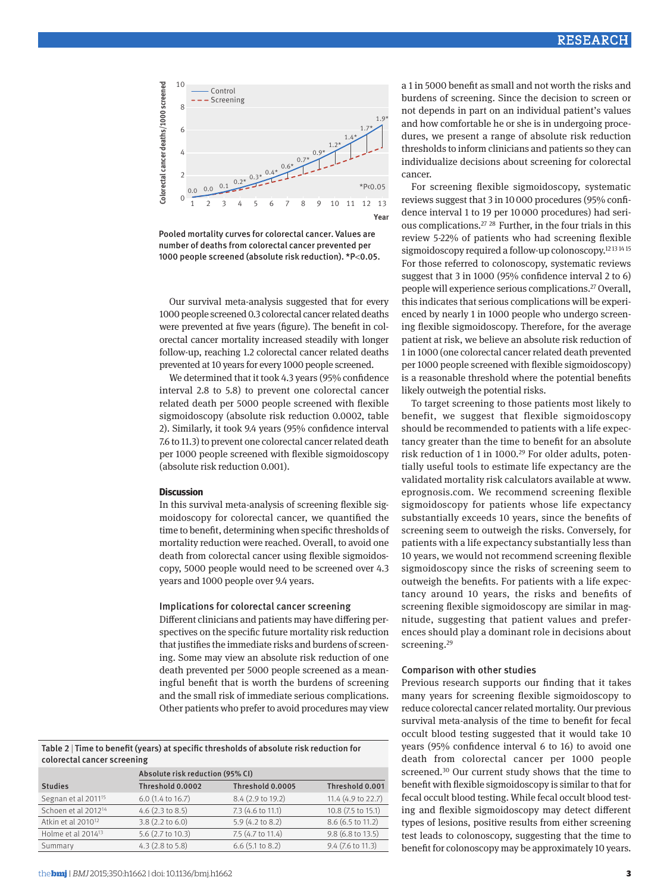Pooled mortality curves for colorectal cancer. Values are number of deaths from colorectal cancer prevented per 1000 people screened (absolute risk reduction). *P<0.05.

Our survival meta-analysis suggested that for every 1000 people screened 0.3 colorectal cancer related deaths were prevented at five years (figure). The benefit in colorectal cancer mortality increased steadily with longer follow-up, reaching 1.2 colorectal cancer related deaths prevented at 10 years for every 1000 people screened.

We determined that it took 4.3 years (95% confidence interval 2.8 to 5.8) to prevent one colorectal cancer related death per 5000 people screened with flexible sigmoidoscopy (absolute risk reduction 0.0002, table 2). Similarly, it took 9.4 years (95% confidence interval 7.6 to 11.3) to prevent one colorectal cancer related death per 1000 people screened with flexible sigmoidoscopy (absolute risk reduction 0.001).

## Discussion

In this survival meta-analysis of screening flexible sigmoidoscopy for colorectal cancer, we quantified the time to benefit, determining when specific thresholds of mortality reduction were reached. Overall, to avoid one death from colorectal cancer using flexible sigmoidoscopy, 5000 people would need to be screened over 4.3 years and 1000 people over 9.4 years.

### Implications for colorectal cancer screening

Different clinicians and patients may have differing perspectives on the specific future mortality risk reduction that justifies the immediate risks and burdens of screening. Some may view an absolute risk reduction of one death prevented per 5000 people screened as a meaningful benefit that is worth the burdens of screening and the small risk of immediate serious complications. Other patients who prefer to avoid procedures may view a 1 in 5000 benefit as small and not worth the risks and burdens of screening. Since the decision to screen or not depends in part on an individual patient's values and how comfortable he or she is in undergoing procedures, we present a range of absolute risk reduction thresholds to inform clinicians and patients so they can individualize decisions about screening for colorectal cancer.

For screening flexible sigmoidoscopy, systematic reviews suggest that 3 in 10 000 procedures (95% confidence interval 1 to 19 per 10 000 procedures) had serious complications.[27 28] Further, in the four trials in this review 5-22% of patients who had screening flexible sigmoidoscopy required a follow-up colonoscopy.[12 13 14 15] For those referred to colonoscopy, systematic reviews suggest that 3 in 1000 (95% confidence interval 2 to 6) people will experience serious complications.[27] Overall, this indicates that serious complications will be experienced by nearly 1 in 1000 people who undergo screening flexible sigmoidoscopy. Therefore, for the average patient at risk, we believe an absolute risk reduction of 1 in 1000 (one colorectal cancer related death prevented per 1000 people screened with flexible sigmoidoscopy) is a reasonable threshold where the potential benefits likely outweigh the potential risks.

To target screening to those patients most likely to benefit, we suggest that flexible sigmoidoscopy should be recommended to patients with a life expectancy greater than the time to benefit for an absolute risk reduction of 1 in 1000.[29] For older adults, potentially useful tools to estimate life expectancy are the validated mortality risk calculators available at www.eprognosis.com. We recommend screening flexible sigmoidoscopy for patients whose life expectancy substantially exceeds 10 years, since the benefits of screening seem to outweigh the risks. Conversely, for patients with a life expectancy substantially less than 10 years, we would not recommend screening flexible sigmoidoscopy since the risks of screening seem to outweigh the benefits. For patients with a life expectancy around 10 years, the risks and benefits of screening flexible sigmoidoscopy are similar in magnitude, suggesting that patient values and preferences should play a dominant role in decisions about screening.[29]

### Comparison with other studies

Previous research supports our finding that it takes many years for screening flexible sigmoidoscopy to reduce colorectal cancer related mortality. Our previous survival meta-analysis of the time to benefit for fecal occult blood testing suggested that it would take 10 years (95% confidence interval 6 to 16) to avoid one death from colorectal cancer per 1000 people screened.[30] Our current study shows that the time to benefit with flexible sigmoidoscopy is similar to that for fecal occult blood testing. While fecal occult blood testing and flexible sigmoidoscopy may detect different types of lesions, positive results from either screening test leads to colonoscopy, suggesting that the time to benefit for colonoscopy may be approximately 10 years.

**Table 2** | Time to benefit (years) at specific thresholds of absolute risk reduction for colorectal cancer screening

| | Absolute risk reduction (95% CI) | | |
|---|---|---|---|
| Studies | Threshold 0.0002 | Threshold 0.0005 | Threshold 0.001 |
| Segnan et al 2011[15] | 6.0 (1.4 to 16.7) | 8.4 (2.9 to 19.2) | 11.4 (4.9 to 22.7) |
| Schoen et al 2012[14] | 4.6 (2.3 to 8.5) | 7.3 (4.6 to 11.1) | 10.8 (7.5 to 15.1) |
| Atkin et al 2010[12] | 3.8 (2.2 to 6.0) | 5.9 (4.2 to 8.2) | 8.6 (6.5 to 11.2) |
| Holme et al 2014[13] | 5.6 (2.7 to 10.3) | 7.5 (4.7 to 11.4) | 9.8 (6.8 to 13.5) |
| Summary | 4.3 (2.8 to 5.8) | 6.6 (5.1 to 8.2) | 9.4 (7.6 to 11.3) |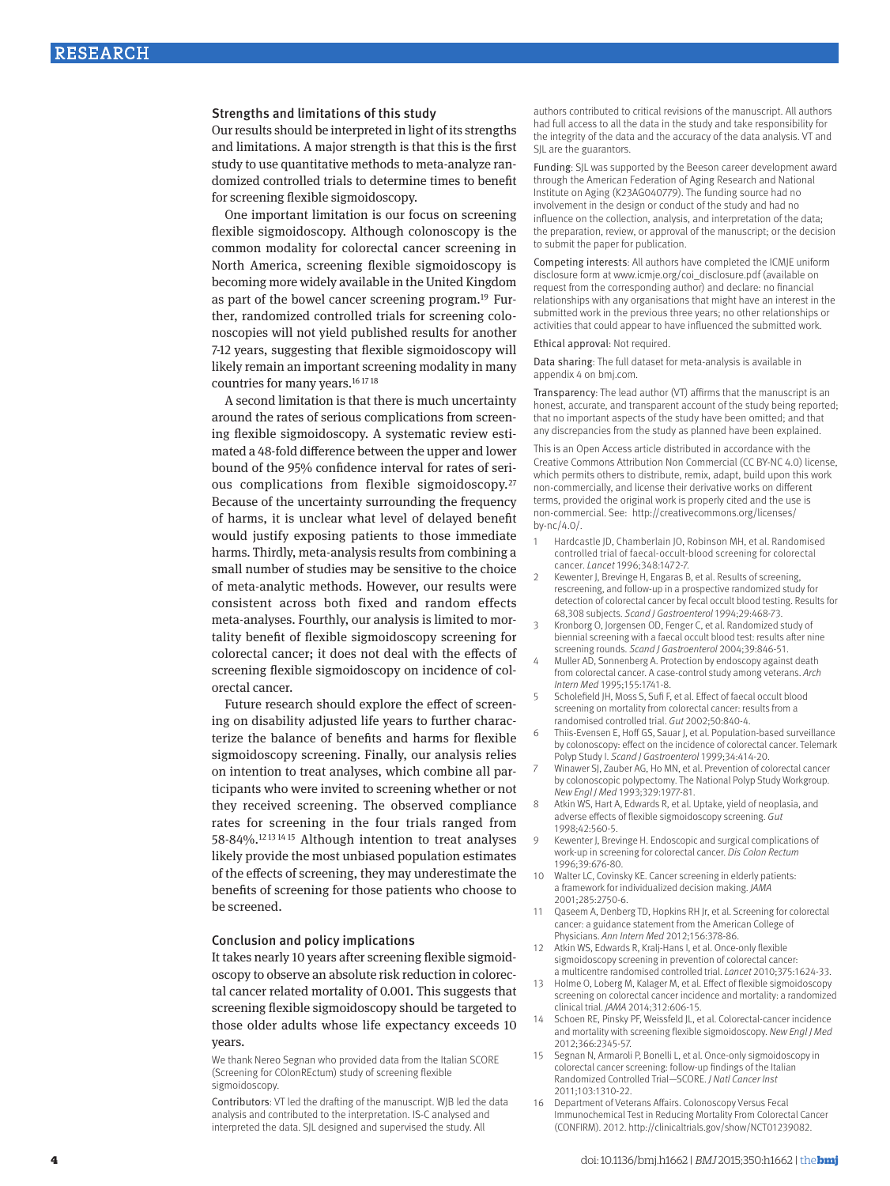### Strengths and limitations of this study

Our results should be interpreted in light of its strengths and limitations. A major strength is that this is the first study to use quantitative methods to meta-analyze randomized controlled trials to determine times to benefit for screening flexible sigmoidoscopy.

One important limitation is our focus on screening flexible sigmoidoscopy. Although colonoscopy is the common modality for colorectal cancer screening in North America, screening flexible sigmoidoscopy is becoming more widely available in the United Kingdom as part of the bowel cancer screening program.[19] Further, randomized controlled trials for screening colonoscopies will not yield published results for another 7-12 years, suggesting that flexible sigmoidoscopy will likely remain an important screening modality in many countries for many years.[16 17 18]

A second limitation is that there is much uncertainty around the rates of serious complications from screening flexible sigmoidoscopy. A systematic review estimated a 48-fold difference between the upper and lower bound of the 95% confidence interval for rates of serious complications from flexible sigmoidoscopy.[27] Because of the uncertainty surrounding the frequency of harms, it is unclear what level of delayed benefit would justify exposing patients to those immediate harms. Thirdly, meta-analysis results from combining a small number of studies may be sensitive to the choice of meta-analytic methods. However, our results were consistent across both fixed and random effects meta-analyses. Fourthly, our analysis is limited to mortality benefit of flexible sigmoidoscopy screening for colorectal cancer; it does not deal with the effects of screening flexible sigmoidoscopy on incidence of colorectal cancer.

Future research should explore the effect of screening on disability adjusted life years to further characterize the balance of benefits and harms for flexible sigmoidoscopy screening. Finally, our analysis relies on intention to treat analyses, which combine all participants who were invited to screening whether or not they received screening. The observed compliance rates for screening in the four trials ranged from 58-84%.[12 13 14 15] Although intention to treat analyses likely provide the most unbiased population estimates of the effects of screening, they may underestimate the benefits of screening for those patients who choose to be screened.

### Conclusion and policy implications

It takes nearly 10 years after screening flexible sigmoidoscopy to observe an absolute risk reduction in colorectal cancer related mortality of 0.001. This suggests that screening flexible sigmoidoscopy should be targeted to those older adults whose life expectancy exceeds 10 years.

We thank Nereo Segnan who provided data from the Italian SCORE (Screening for COlonREctum) study of screening flexible sigmoidoscopy.

Contributors: VT led the drafting of the manuscript. WJB led the data analysis and contributed to the interpretation. IS-C analysed and interpreted the data. SJL designed and supervised the study. All authors contributed to critical revisions of the manuscript. All authors had full access to all the data in the study and take responsibility for the integrity of the data and the accuracy of the data analysis. VT and SJL are the guarantors.

Funding: SJL was supported by the Beeson career development award through the American Federation of Aging Research and National Institute on Aging (K23AG040779). The funding source had no involvement in the design or conduct of the study and had no influence on the collection, analysis, and interpretation of the data; the preparation, review, or approval of the manuscript; or the decision to submit the paper for publication.

Competing interests: All authors have completed the ICMJE uniform disclosure form at www.icmje.org/coi_disclosure.pdf (available on request from the corresponding author) and declare: no financial relationships with any organisations that might have an interest in the submitted work in the previous three years; no other relationships or activities that could appear to have influenced the submitted work.

Ethical approval: Not required.

Data sharing: The full dataset for meta-analysis is available in appendix 4 on bmj.com.

Transparency: The lead author (VT) affirms that the manuscript is an honest, accurate, and transparent account of the study being reported; that no important aspects of the study have been omitted; and that any discrepancies from the study as planned have been explained.

This is an Open Access article distributed in accordance with the Creative Commons Attribution Non Commercial (CC BY-NC 4.0) license, which permits others to distribute, remix, adapt, build upon this work non-commercially, and license their derivative works on different terms, provided the original work is properly cited and the use is non-commercial. See: http://creativecommons.org/licenses/by-nc/4.0/.

1. Hardcastle JD, Chamberlain JO, Robinson MH, et al. Randomised controlled trial of faecal-occult-blood screening for colorectal cancer. *Lancet* 1996;348:1472-7.
2. Kewenter J, Brevinge H, Engaras B, et al. Results of screening, rescreening, and follow-up in a prospective randomized study for detection of colorectal cancer by fecal occult blood testing. Results for 68,308 subjects. *Scand J Gastroenterol* 1994;29:468-73.
3. Kronborg O, Jorgensen OD, Fenger C, et al. Randomized study of biennial screening with a faecal occult blood test: results after nine screening rounds. *Scand J Gastroenterol* 2004;39:846-51.
4. Muller AD, Sonnenberg A. Protection by endoscopy against death from colorectal cancer. A case-control study among veterans. *Arch Intern Med* 1995;155:1741-8.
5. Scholefield JH, Moss S, Sufi F, et al. Effect of faecal occult blood screening on mortality from colorectal cancer: results from a randomised controlled trial. *Gut* 2002;50:840-4.
6. Thiis-Evensen E, Hoff GS, Sauar J, et al. Population-based surveillance by colonoscopy: effect on the incidence of colorectal cancer. Telemark Polyp Study I. *Scand J Gastroenterol* 1999;34:414-20.
7. Winawer SJ, Zauber AG, Ho MN, et al. Prevention of colorectal cancer by colonoscopic polypectomy. The National Polyp Study Workgroup. *New Engl J Med* 1993;329:1977-81.
8. Atkin WS, Hart A, Edwards R, et al. Uptake, yield of neoplasia, and adverse effects of flexible sigmoidoscopy screening. *Gut* 1998;42:560-5.
9. Kewenter J, Brevinge H. Endoscopic and surgical complications of work-up in screening for colorectal cancer. *Dis Colon Rectum* 1996;39:676-80.
10. Walter LC, Covinsky KE. Cancer screening in elderly patients: a framework for individualized decision making. *JAMA* 2001;285:2750-6.
11. Qaseem A, Denberg TD, Hopkins RH Jr, et al. Screening for colorectal cancer: a guidance statement from the American College of Physicians. *Ann Intern Med* 2012;156:378-86.
12. Atkin WS, Edwards R, Kralj-Hans I, et al. Once-only flexible sigmoidoscopy screening in prevention of colorectal cancer: a multicentre randomised controlled trial. *Lancet* 2010;375:1624-33.
13. Holme O, Loberg M, Kalager M, et al. Effect of flexible sigmoidoscopy screening on colorectal cancer incidence and mortality: a randomized clinical trial. *JAMA* 2014;312:606-15.
14. Schoen RE, Pinsky PF, Weissfeld JL, et al. Colorectal-cancer incidence and mortality with screening flexible sigmoidoscopy. *New Engl J Med* 2012;366:2345-57.
15. Segnan N, Armaroli P, Bonelli L, et al. Once-only sigmoidoscopy in colorectal cancer screening: follow-up findings of the Italian Randomized Controlled Trial—SCORE. *J Natl Cancer Inst* 2011;103:1310-22.
16. Department of Veterans Affairs. Colonoscopy Versus Fecal Immunochemical Test in Reducing Mortality From Colorectal Cancer (CONFIRM). 2012. http://clinicaltrials.gov/show/NCT01239082.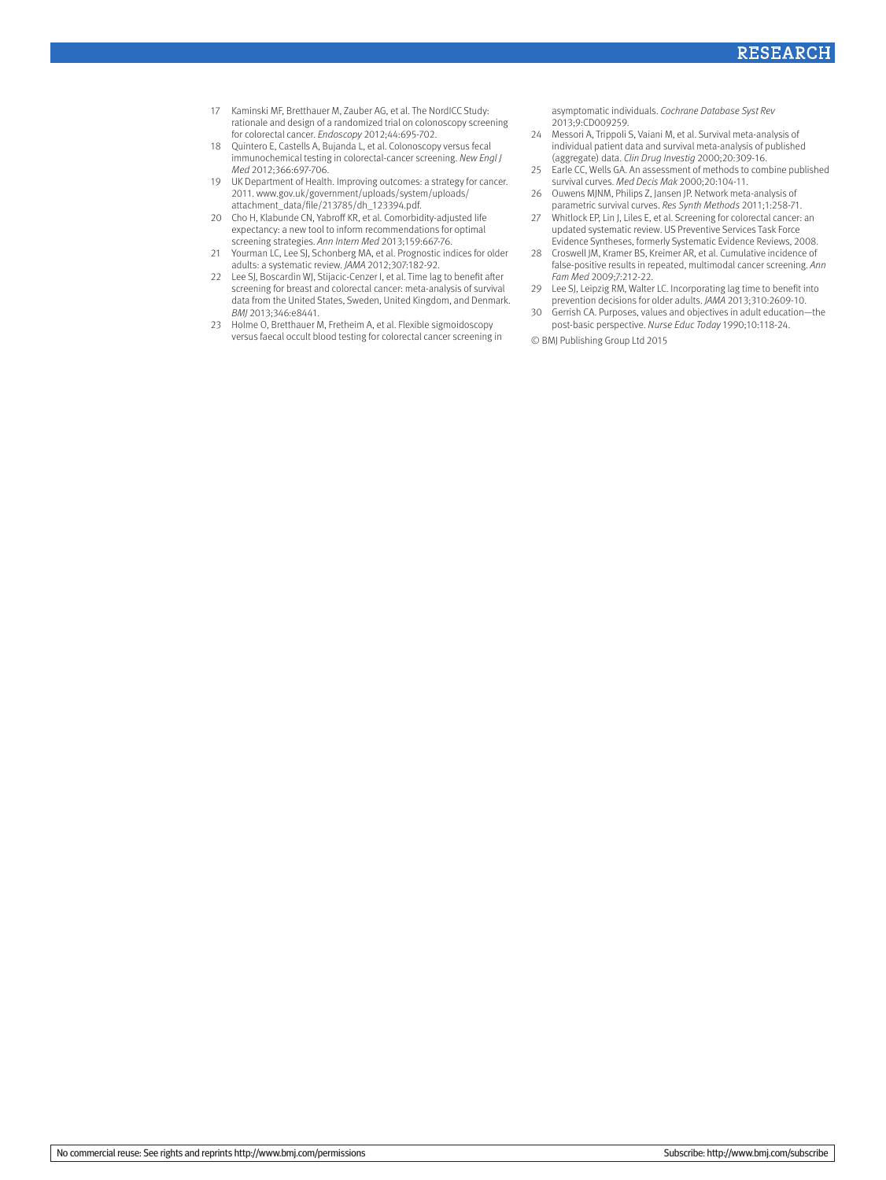17 Kaminski MF, Bretthauer M, Zauber AG, et al. The NordICC Study: rationale and design of a randomized trial on colonoscopy screening for colorectal cancer. *Endoscopy* 2012;44:695-702.

18 Quintero E, Castells A, Bujanda L, et al. Colonoscopy versus fecal immunochemical testing in colorectal-cancer screening. *New Engl J Med* 2012;366:697-706.

19 UK Department of Health. Improving outcomes: a strategy for cancer. 2011. www.gov.uk/government/uploads/system/uploads/attachment_data/file/213785/dh_123394.pdf.

20 Cho H, Klabunde CN, Yabroff KR, et al. Comorbidity-adjusted life expectancy: a new tool to inform recommendations for optimal screening strategies. *Ann Intern Med* 2013;159:667-76.

21 Yourman LC, Lee SJ, Schonberg MA, et al. Prognostic indices for older adults: a systematic review. *JAMA* 2012;307:182-92.

22 Lee SJ, Boscardin WJ, Stijacic-Cenzer I, et al. Time lag to benefit after screening for breast and colorectal cancer: meta-analysis of survival data from the United States, Sweden, United Kingdom, and Denmark. *BMJ* 2013;346:e8441.

23 Holme O, Bretthauer M, Fretheim A, et al. Flexible sigmoidoscopy versus faecal occult blood testing for colorectal cancer screening in asymptomatic individuals. *Cochrane Database Syst Rev* 2013;9:CD009259.

24 Messori A, Trippoli S, Vaiani M, et al. Survival meta-analysis of individual patient data and survival meta-analysis of published (aggregate) data. *Clin Drug Investig* 2000;20:309-16.

25 Earle CC, Wells GA. An assessment of methods to combine published survival curves. *Med Decis Mak* 2000;20:104-11.

26 Ouwens MJNM, Philips Z, Jansen JP. Network meta-analysis of parametric survival curves. *Res Synth Methods* 2011;1:258-71.

27 Whitlock EP, Lin J, Liles E, et al. Screening for colorectal cancer: an updated systematic review. US Preventive Services Task Force Evidence Syntheses, formerly Systematic Evidence Reviews, 2008.

28 Croswell JM, Kramer BS, Kreimer AR, et al. Cumulative incidence of false-positive results in repeated, multimodal cancer screening. *Ann Fam Med* 2009;7:212-22.

29 Lee SJ, Leipzig RM, Walter LC. Incorporating lag time to benefit into prevention decisions for older adults. *JAMA* 2013;310:2609-10.

30 Gerrish CA. Purposes, values and objectives in adult education—the post-basic perspective. *Nurse Educ Today* 1990;10:118-24.

© BMJ Publishing Group Ltd 2015